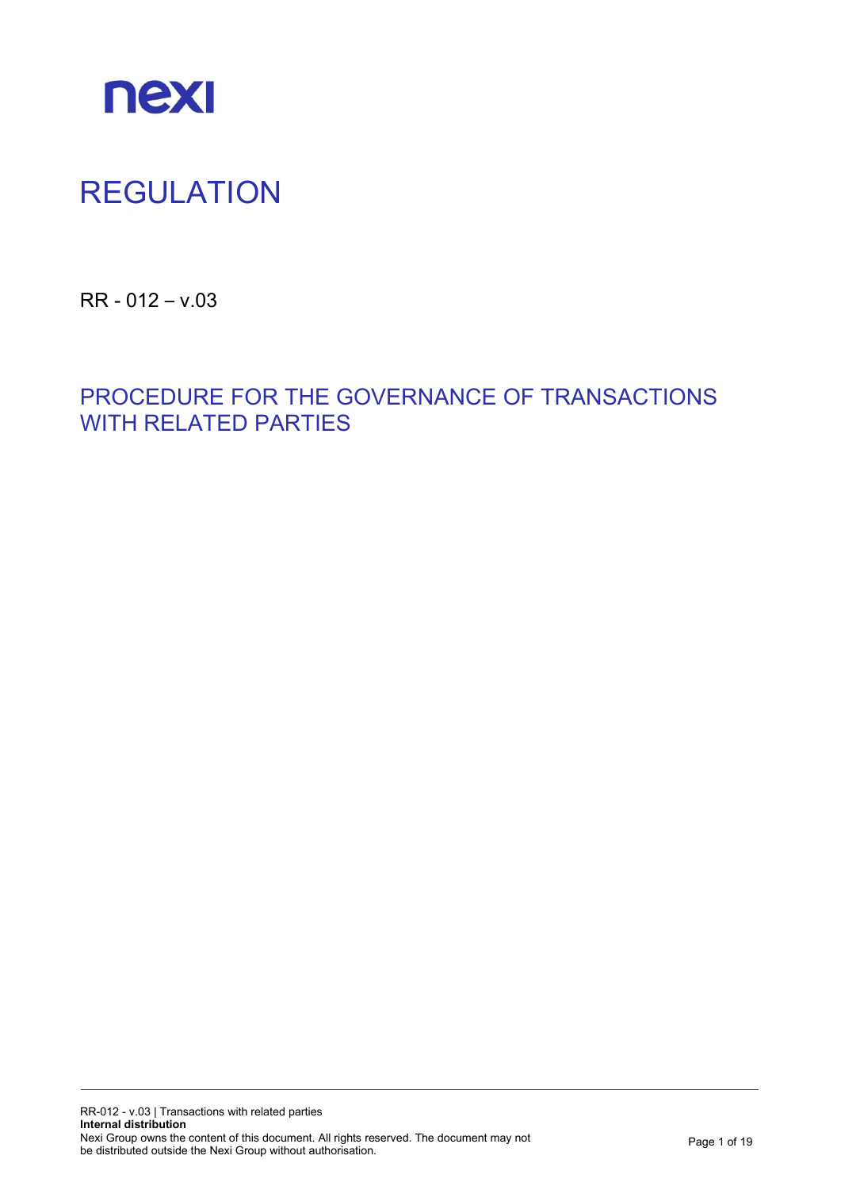nexi

# REGULATION

RR - 012 – v.03

## PROCEDURE FOR THE GOVERNANCE OF TRANSACTIONS WITH RELATED PARTIES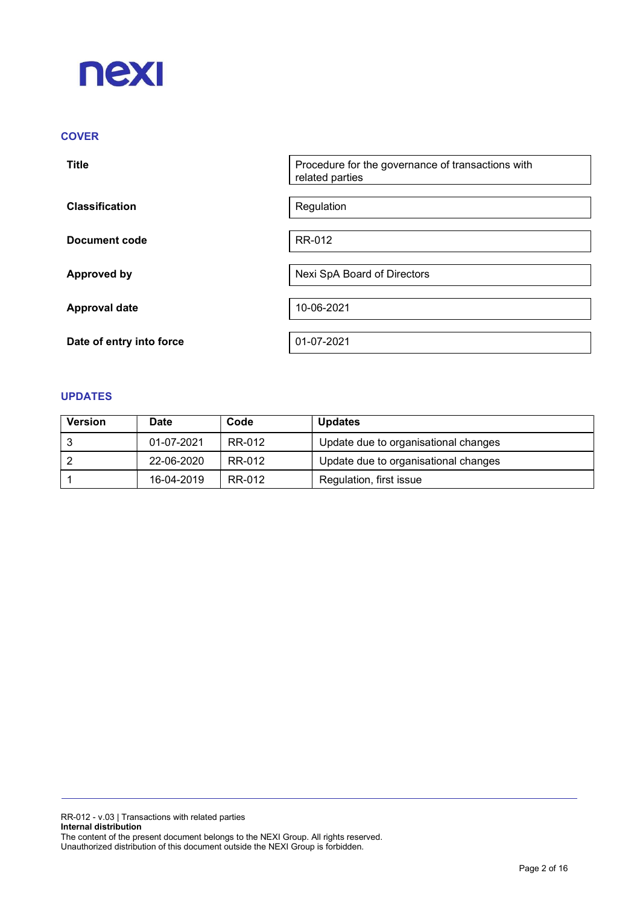nexi

## COVER

| | |
|---|---|
| **Title** | Procedure for the governance of transactions with related parties |
| **Classification** | Regulation |
| **Document code** | RR-012 |
| **Approved by** | Nexi SpA Board of Directors |
| **Approval date** | 10-06-2021 |
| **Date of entry into force** | 01-07-2021 |

## UPDATES

| Version | Date | Code | Updates |
|---|---|---|---|
| 3 | 01-07-2021 | RR-012 | Update due to organisational changes |
| 2 | 22-06-2020 | RR-012 | Update due to organisational changes |
| 1 | 16-04-2019 | RR-012 | Regulation, first issue |

RR-012 - v.03 | Transactions with related parties
**Internal distribution**
The content of the present document belongs to the NEXI Group. All rights reserved.
Unauthorized distribution of this document outside the NEXI Group is forbidden.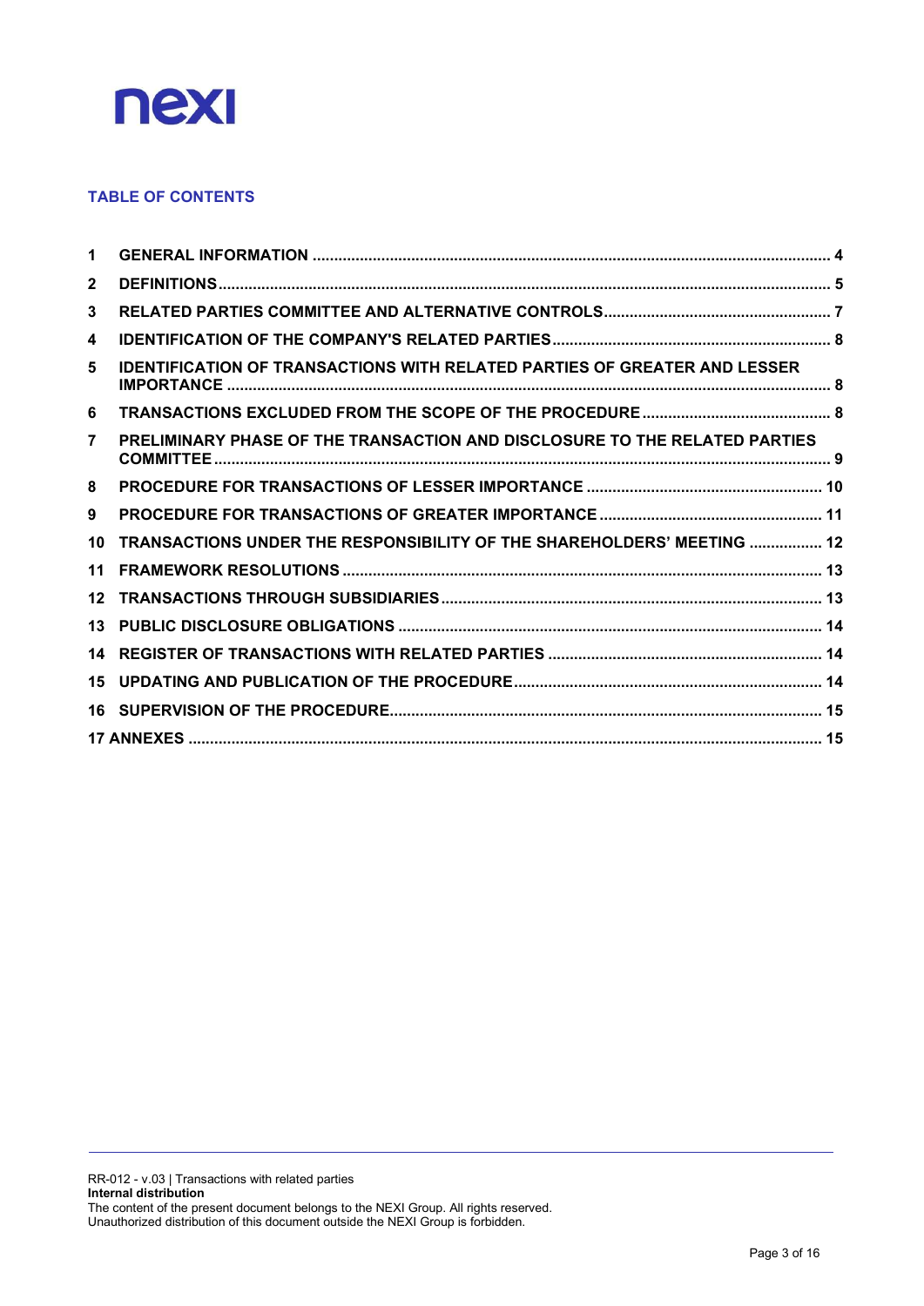**TABLE OF CONTENTS**

| | | |
|---|---|---|
| 1 | GENERAL INFORMATION | 4 |
| 2 | DEFINITIONS | 5 |
| 3 | RELATED PARTIES COMMITTEE AND ALTERNATIVE CONTROLS | 7 |
| 4 | IDENTIFICATION OF THE COMPANY'S RELATED PARTIES | 8 |
| 5 | IDENTIFICATION OF TRANSACTIONS WITH RELATED PARTIES OF GREATER AND LESSER IMPORTANCE | 8 |
| 6 | TRANSACTIONS EXCLUDED FROM THE SCOPE OF THE PROCEDURE | 8 |
| 7 | PRELIMINARY PHASE OF THE TRANSACTION AND DISCLOSURE TO THE RELATED PARTIES COMMITTEE | 9 |
| 8 | PROCEDURE FOR TRANSACTIONS OF LESSER IMPORTANCE | 10 |
| 9 | PROCEDURE FOR TRANSACTIONS OF GREATER IMPORTANCE | 11 |
| 10 | TRANSACTIONS UNDER THE RESPONSIBILITY OF THE SHAREHOLDERS' MEETING | 12 |
| 11 | FRAMEWORK RESOLUTIONS | 13 |
| 12 | TRANSACTIONS THROUGH SUBSIDIARIES | 13 |
| 13 | PUBLIC DISCLOSURE OBLIGATIONS | 14 |
| 14 | REGISTER OF TRANSACTIONS WITH RELATED PARTIES | 14 |
| 15 | UPDATING AND PUBLICATION OF THE PROCEDURE | 14 |
| 16 | SUPERVISION OF THE PROCEDURE | 15 |
| 17 | ANNEXES | 15 |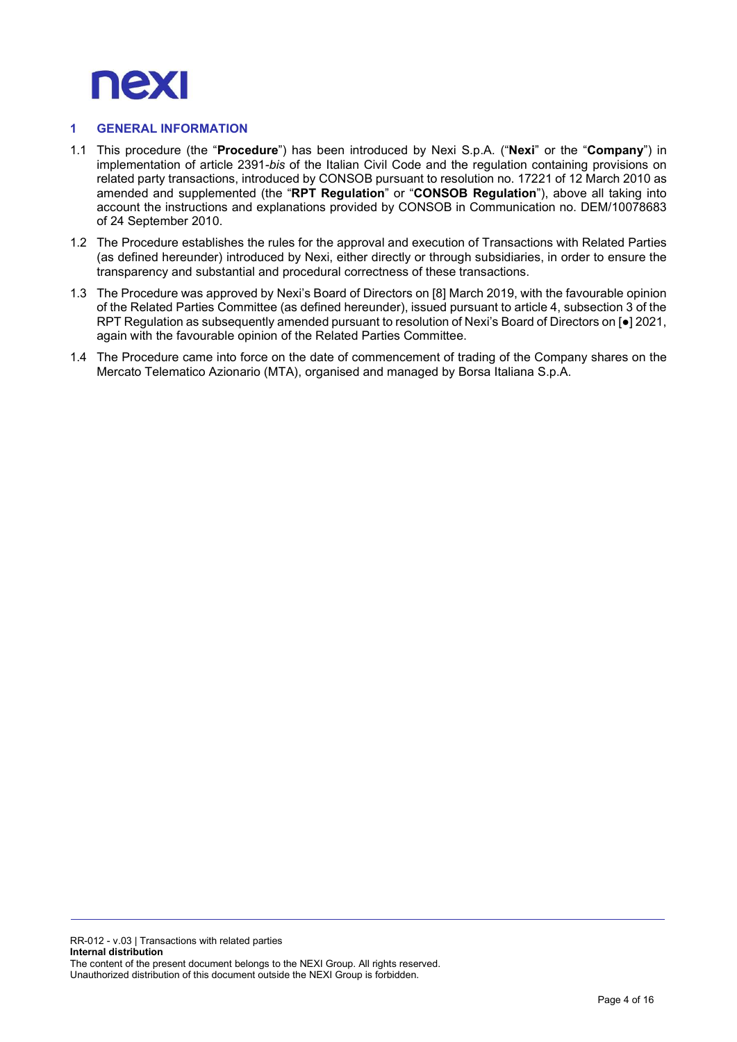## 1 GENERAL INFORMATION

1.1 This procedure (the "**Procedure**") has been introduced by Nexi S.p.A. ("**Nexi**" or the "**Company**") in implementation of article 2391-*bis* of the Italian Civil Code and the regulation containing provisions on related party transactions, introduced by CONSOB pursuant to resolution no. 17221 of 12 March 2010 as amended and supplemented (the "**RPT Regulation**" or "**CONSOB Regulation**"), above all taking into account the instructions and explanations provided by CONSOB in Communication no. DEM/10078683 of 24 September 2010.

1.2 The Procedure establishes the rules for the approval and execution of Transactions with Related Parties (as defined hereunder) introduced by Nexi, either directly or through subsidiaries, in order to ensure the transparency and substantial and procedural correctness of these transactions.

1.3 The Procedure was approved by Nexi's Board of Directors on [8] March 2019, with the favourable opinion of the Related Parties Committee (as defined hereunder), issued pursuant to article 4, subsection 3 of the RPT Regulation as subsequently amended pursuant to resolution of Nexi's Board of Directors on [●] 2021, again with the favourable opinion of the Related Parties Committee.

1.4 The Procedure came into force on the date of commencement of trading of the Company shares on the Mercato Telematico Azionario (MTA), organised and managed by Borsa Italiana S.p.A.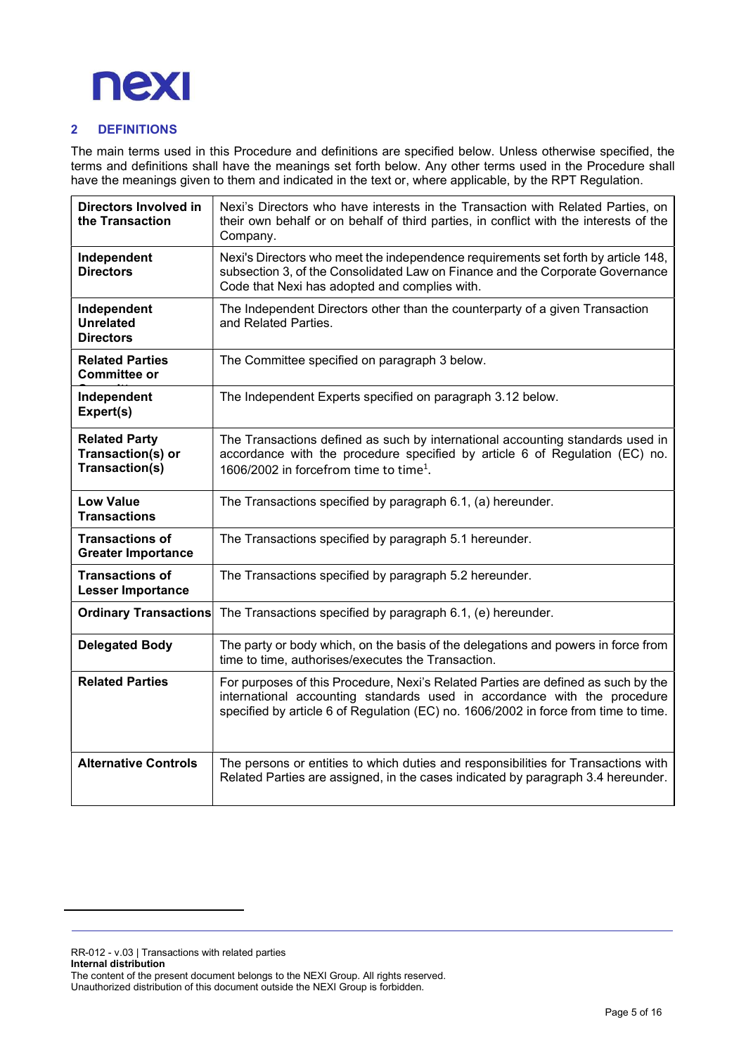## 2 DEFINITIONS

The main terms used in this Procedure and definitions are specified below. Unless otherwise specified, the terms and definitions shall have the meanings set forth below. Any other terms used in the Procedure shall have the meanings given to them and indicated in the text or, where applicable, by the RPT Regulation.

| | |
|---|---|
| **Directors Involved in the Transaction** | Nexi's Directors who have interests in the Transaction with Related Parties, on their own behalf or on behalf of third parties, in conflict with the interests of the Company. |
| **Independent Directors** | Nexi's Directors who meet the independence requirements set forth by article 148, subsection 3, of the Consolidated Law on Finance and the Corporate Governance Code that Nexi has adopted and complies with. |
| **Independent Unrelated Directors** | The Independent Directors other than the counterparty of a given Transaction and Related Parties. |
| **Related Parties Committee or Committee** | The Committee specified on paragraph 3 below. |
| **Independent Expert(s)** | The Independent Experts specified on paragraph 3.12 below. |
| **Related Party Transaction(s) or Transaction(s)** | The Transactions defined as such by international accounting standards used in accordance with the procedure specified by article 6 of Regulation (EC) no. 1606/2002 in forcefrom time to time[1]. |
| **Low Value Transactions** | The Transactions specified by paragraph 6.1, (a) hereunder. |
| **Transactions of Greater Importance** | The Transactions specified by paragraph 5.1 hereunder. |
| **Transactions of Lesser Importance** | The Transactions specified by paragraph 5.2 hereunder. |
| **Ordinary Transactions** | The Transactions specified by paragraph 6.1, (e) hereunder. |
| **Delegated Body** | The party or body which, on the basis of the delegations and powers in force from time to time, authorises/executes the Transaction. |
| **Related Parties** | For purposes of this Procedure, Nexi's Related Parties are defined as such by the international accounting standards used in accordance with the procedure specified by article 6 of Regulation (EC) no. 1606/2002 in force from time to time. |
| **Alternative Controls** | The persons or entities to which duties and responsibilities for Transactions with Related Parties are assigned, in the cases indicated by paragraph 3.4 hereunder. |

RR-012 - v.03 | Transactions with related parties
**Internal distribution**
The content of the present document belongs to the NEXI Group. All rights reserved.
Unauthorized distribution of this document outside the NEXI Group is forbidden.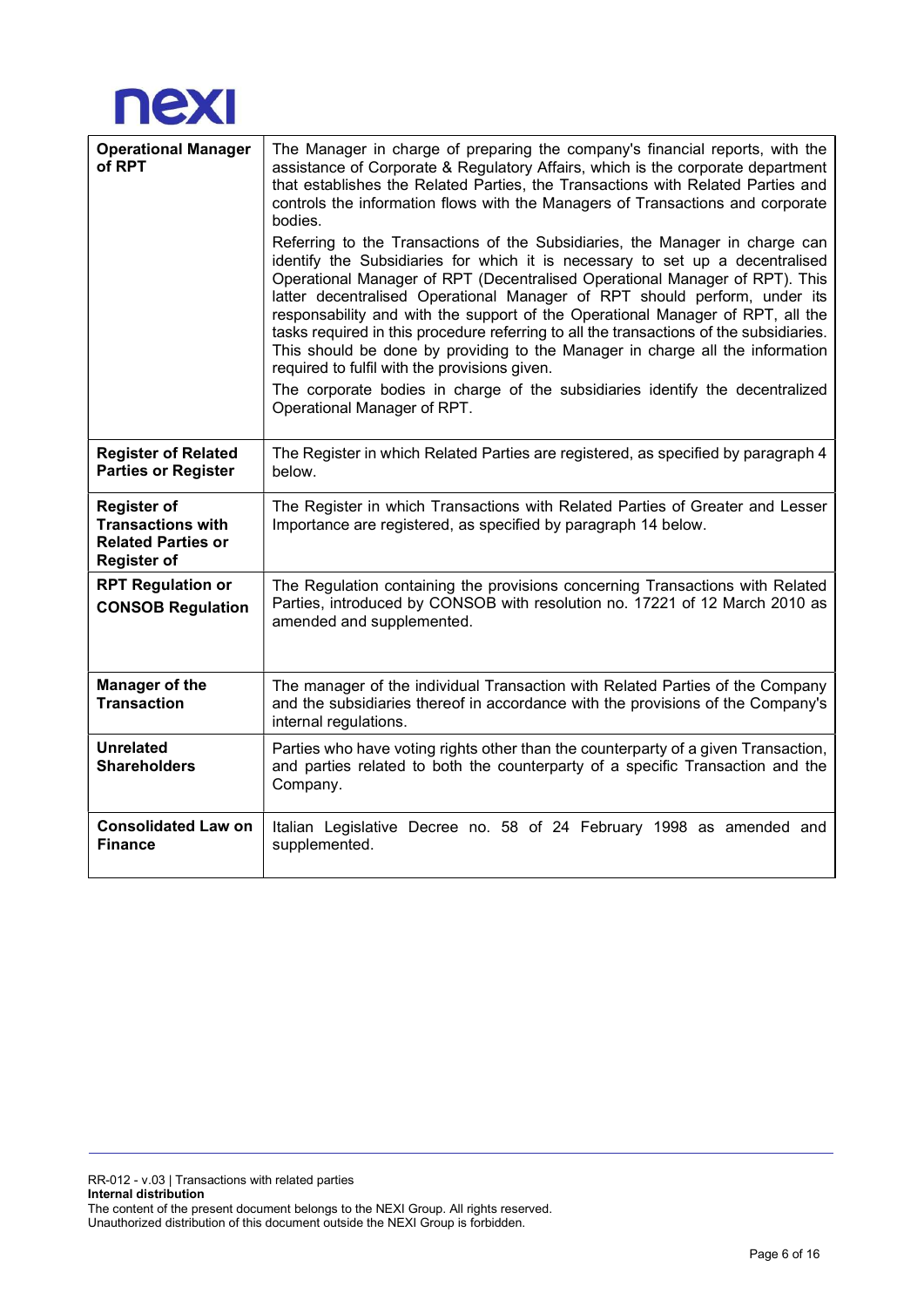| | |
|---|---|
| **Operational Manager of RPT** | The Manager in charge of preparing the company's financial reports, with the assistance of Corporate & Regulatory Affairs, which is the corporate department that establishes the Related Parties, the Transactions with Related Parties and controls the information flows with the Managers of Transactions and corporate bodies.<br>Referring to the Transactions of the Subsidiaries, the Manager in charge can identify the Subsidiaries for which it is necessary to set up a decentralised Operational Manager of RPT (Decentralised Operational Manager of RPT). This latter decentralised Operational Manager of RPT should perform, under its responsability and with the support of the Operational Manager of RPT, all the tasks required in this procedure referring to all the transactions of the subsidiaries. This should be done by providing to the Manager in charge all the information required to fulfil with the provisions given.<br>The corporate bodies in charge of the subsidiaries identify the decentralized Operational Manager of RPT. |
| **Register of Related Parties or Register** | The Register in which Related Parties are registered, as specified by paragraph 4 below. |
| **Register of Transactions with Related Parties or Register of** | The Register in which Transactions with Related Parties of Greater and Lesser Importance are registered, as specified by paragraph 14 below. |
| **RPT Regulation or CONSOB Regulation** | The Regulation containing the provisions concerning Transactions with Related Parties, introduced by CONSOB with resolution no. 17221 of 12 March 2010 as amended and supplemented. |
| **Manager of the Transaction** | The manager of the individual Transaction with Related Parties of the Company and the subsidiaries thereof in accordance with the provisions of the Company's internal regulations. |
| **Unrelated Shareholders** | Parties who have voting rights other than the counterparty of a given Transaction, and parties related to both the counterparty of a specific Transaction and the Company. |
| **Consolidated Law on Finance** | Italian Legislative Decree no. 58 of 24 February 1998 as amended and supplemented. |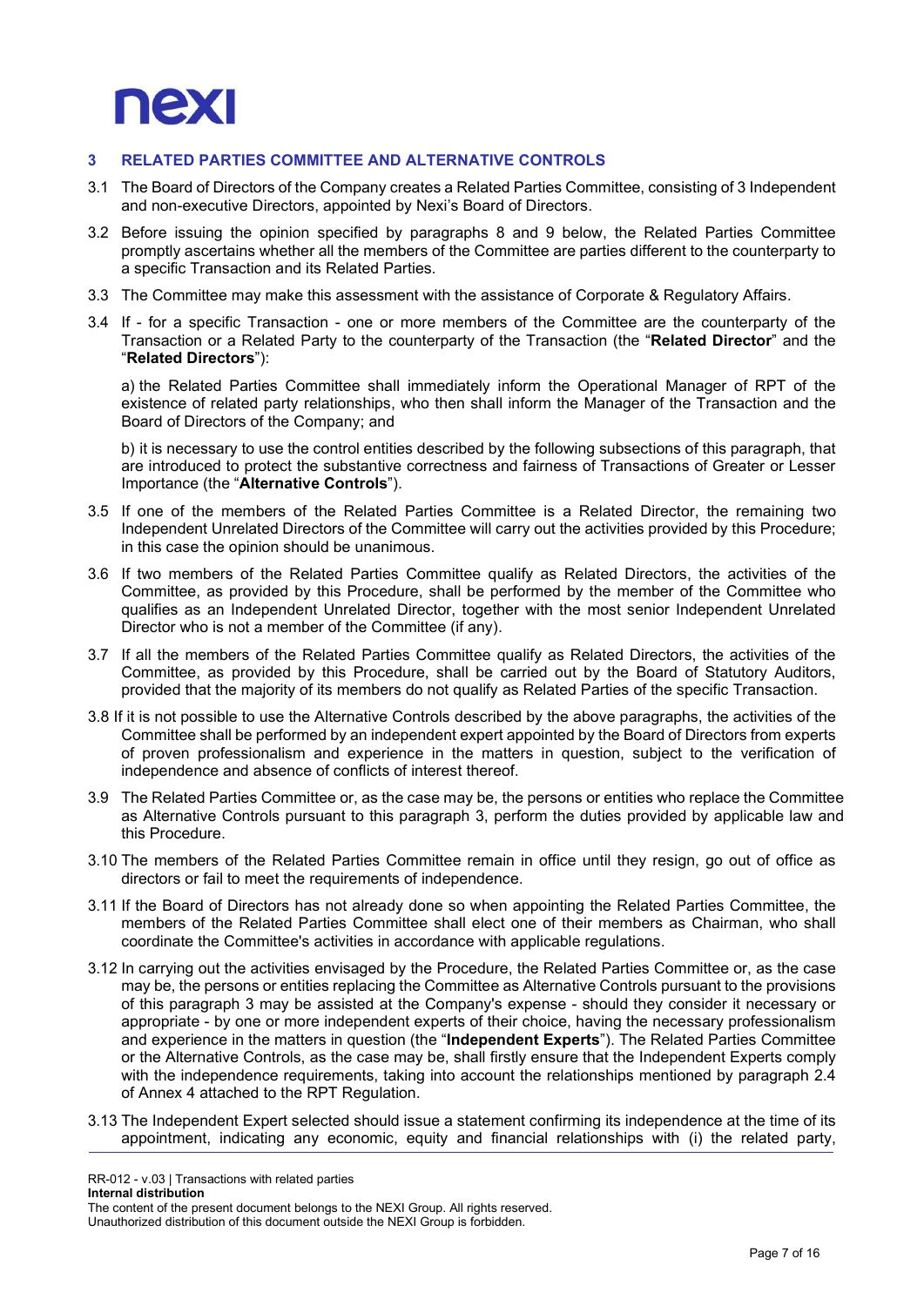## 3 RELATED PARTIES COMMITTEE AND ALTERNATIVE CONTROLS

3.1 The Board of Directors of the Company creates a Related Parties Committee, consisting of 3 Independent and non-executive Directors, appointed by Nexi's Board of Directors.

3.2 Before issuing the opinion specified by paragraphs 8 and 9 below, the Related Parties Committee promptly ascertains whether all the members of the Committee are parties different to the counterparty to a specific Transaction and its Related Parties.

3.3 The Committee may make this assessment with the assistance of Corporate & Regulatory Affairs.

3.4 If - for a specific Transaction - one or more members of the Committee are the counterparty of the Transaction or a Related Party to the counterparty of the Transaction (the "**Related Director**" and the "**Related Directors**"):

a) the Related Parties Committee shall immediately inform the Operational Manager of RPT of the existence of related party relationships, who then shall inform the Manager of the Transaction and the Board of Directors of the Company; and

b) it is necessary to use the control entities described by the following subsections of this paragraph, that are introduced to protect the substantive correctness and fairness of Transactions of Greater or Lesser Importance (the "**Alternative Controls**").

3.5 If one of the members of the Related Parties Committee is a Related Director, the remaining two Independent Unrelated Directors of the Committee will carry out the activities provided by this Procedure; in this case the opinion should be unanimous.

3.6 If two members of the Related Parties Committee qualify as Related Directors, the activities of the Committee, as provided by this Procedure, shall be performed by the member of the Committee who qualifies as an Independent Unrelated Director, together with the most senior Independent Unrelated Director who is not a member of the Committee (if any).

3.7 If all the members of the Related Parties Committee qualify as Related Directors, the activities of the Committee, as provided by this Procedure, shall be carried out by the Board of Statutory Auditors, provided that the majority of its members do not qualify as Related Parties of the specific Transaction.

3.8 If it is not possible to use the Alternative Controls described by the above paragraphs, the activities of the Committee shall be performed by an independent expert appointed by the Board of Directors from experts of proven professionalism and experience in the matters in question, subject to the verification of independence and absence of conflicts of interest thereof.

3.9 The Related Parties Committee or, as the case may be, the persons or entities who replace the Committee as Alternative Controls pursuant to this paragraph 3, perform the duties provided by applicable law and this Procedure.

3.10 The members of the Related Parties Committee remain in office until they resign, go out of office as directors or fail to meet the requirements of independence.

3.11 If the Board of Directors has not already done so when appointing the Related Parties Committee, the members of the Related Parties Committee shall elect one of their members as Chairman, who shall coordinate the Committee's activities in accordance with applicable regulations.

3.12 In carrying out the activities envisaged by the Procedure, the Related Parties Committee or, as the case may be, the persons or entities replacing the Committee as Alternative Controls pursuant to the provisions of this paragraph 3 may be assisted at the Company's expense - should they consider it necessary or appropriate - by one or more independent experts of their choice, having the necessary professionalism and experience in the matters in question (the "**Independent Experts**"). The Related Parties Committee or the Alternative Controls, as the case may be, shall firstly ensure that the Independent Experts comply with the independence requirements, taking into account the relationships mentioned by paragraph 2.4 of Annex 4 attached to the RPT Regulation.

3.13 The Independent Expert selected should issue a statement confirming its independence at the time of its appointment, indicating any economic, equity and financial relationships with (i) the related party,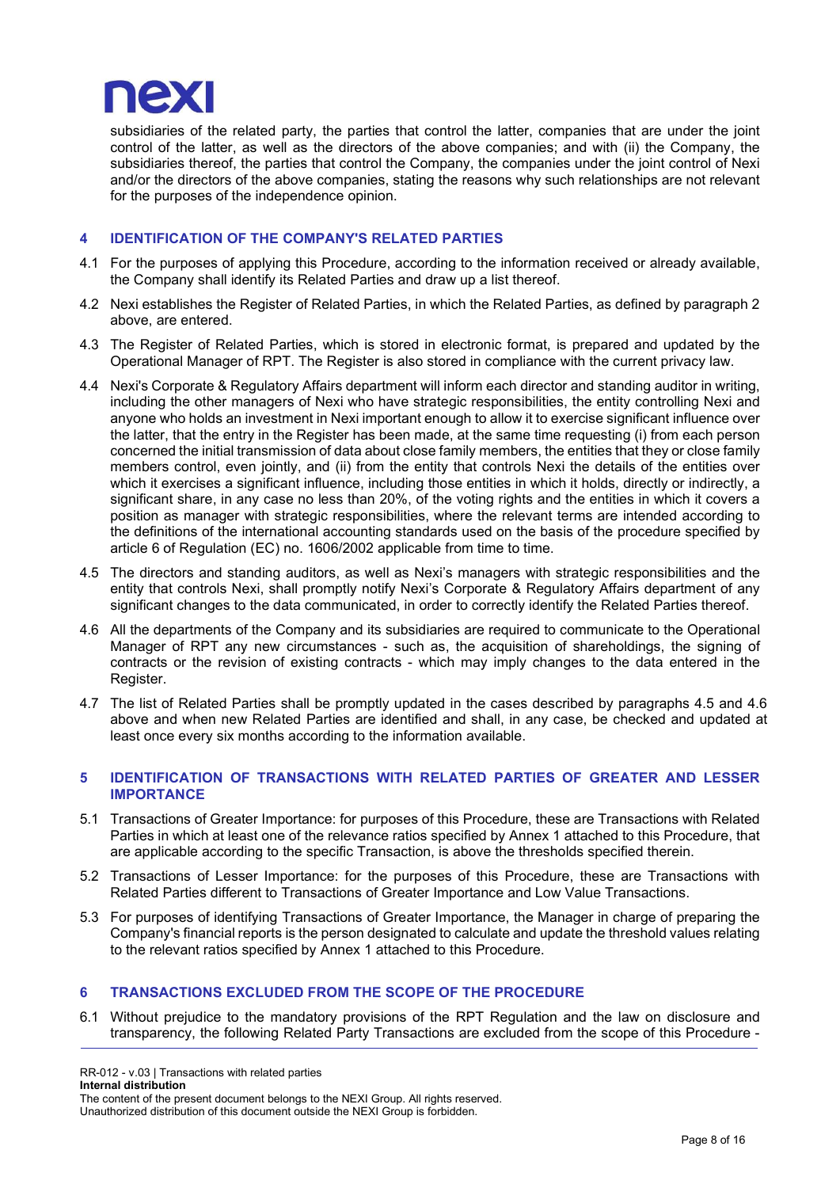subsidiaries of the related party, the parties that control the latter, companies that are under the joint control of the latter, as well as the directors of the above companies; and with (ii) the Company, the subsidiaries thereof, the parties that control the Company, the companies under the joint control of Nexi and/or the directors of the above companies, stating the reasons why such relationships are not relevant for the purposes of the independence opinion.

## 4 IDENTIFICATION OF THE COMPANY'S RELATED PARTIES

4.1 For the purposes of applying this Procedure, according to the information received or already available, the Company shall identify its Related Parties and draw up a list thereof.

4.2 Nexi establishes the Register of Related Parties, in which the Related Parties, as defined by paragraph 2 above, are entered.

4.3 The Register of Related Parties, which is stored in electronic format, is prepared and updated by the Operational Manager of RPT. The Register is also stored in compliance with the current privacy law.

4.4 Nexi's Corporate & Regulatory Affairs department will inform each director and standing auditor in writing, including the other managers of Nexi who have strategic responsibilities, the entity controlling Nexi and anyone who holds an investment in Nexi important enough to allow it to exercise significant influence over the latter, that the entry in the Register has been made, at the same time requesting (i) from each person concerned the initial transmission of data about close family members, the entities that they or close family members control, even jointly, and (ii) from the entity that controls Nexi the details of the entities over which it exercises a significant influence, including those entities in which it holds, directly or indirectly, a significant share, in any case no less than 20%, of the voting rights and the entities in which it covers a position as manager with strategic responsibilities, where the relevant terms are intended according to the definitions of the international accounting standards used on the basis of the procedure specified by article 6 of Regulation (EC) no. 1606/2002 applicable from time to time.

4.5 The directors and standing auditors, as well as Nexi's managers with strategic responsibilities and the entity that controls Nexi, shall promptly notify Nexi's Corporate & Regulatory Affairs department of any significant changes to the data communicated, in order to correctly identify the Related Parties thereof.

4.6 All the departments of the Company and its subsidiaries are required to communicate to the Operational Manager of RPT any new circumstances - such as, the acquisition of shareholdings, the signing of contracts or the revision of existing contracts - which may imply changes to the data entered in the Register.

4.7 The list of Related Parties shall be promptly updated in the cases described by paragraphs 4.5 and 4.6 above and when new Related Parties are identified and shall, in any case, be checked and updated at least once every six months according to the information available.

## 5 IDENTIFICATION OF TRANSACTIONS WITH RELATED PARTIES OF GREATER AND LESSER IMPORTANCE

5.1 Transactions of Greater Importance: for purposes of this Procedure, these are Transactions with Related Parties in which at least one of the relevance ratios specified by Annex 1 attached to this Procedure, that are applicable according to the specific Transaction, is above the thresholds specified therein.

5.2 Transactions of Lesser Importance: for the purposes of this Procedure, these are Transactions with Related Parties different to Transactions of Greater Importance and Low Value Transactions.

5.3 For purposes of identifying Transactions of Greater Importance, the Manager in charge of preparing the Company's financial reports is the person designated to calculate and update the threshold values relating to the relevant ratios specified by Annex 1 attached to this Procedure.

## 6 TRANSACTIONS EXCLUDED FROM THE SCOPE OF THE PROCEDURE

6.1 Without prejudice to the mandatory provisions of the RPT Regulation and the law on disclosure and transparency, the following Related Party Transactions are excluded from the scope of this Procedure -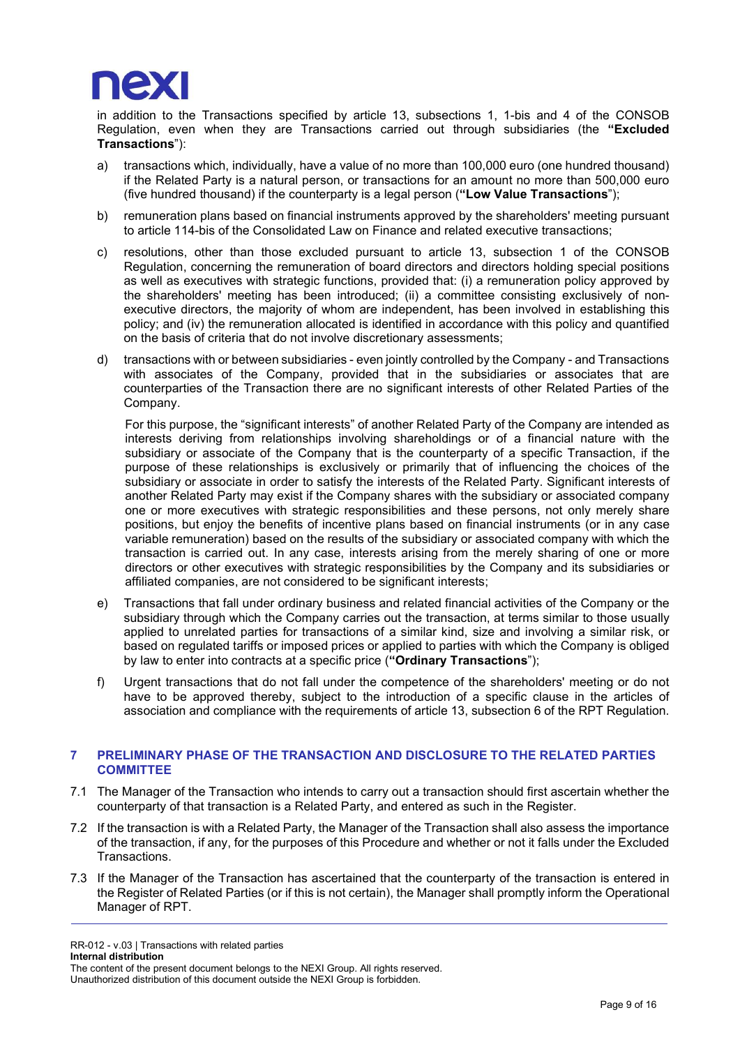in addition to the Transactions specified by article 13, subsections 1, 1-bis and 4 of the CONSOB Regulation, even when they are Transactions carried out through subsidiaries (the **"Excluded Transactions"**):

a) transactions which, individually, have a value of no more than 100,000 euro (one hundred thousand) if the Related Party is a natural person, or transactions for an amount no more than 500,000 euro (five hundred thousand) if the counterparty is a legal person (**"Low Value Transactions"**);

b) remuneration plans based on financial instruments approved by the shareholders' meeting pursuant to article 114-bis of the Consolidated Law on Finance and related executive transactions;

c) resolutions, other than those excluded pursuant to article 13, subsection 1 of the CONSOB Regulation, concerning the remuneration of board directors and directors holding special positions as well as executives with strategic functions, provided that: (i) a remuneration policy approved by the shareholders' meeting has been introduced; (ii) a committee consisting exclusively of non-executive directors, the majority of whom are independent, has been involved in establishing this policy; and (iv) the remuneration allocated is identified in accordance with this policy and quantified on the basis of criteria that do not involve discretionary assessments;

d) transactions with or between subsidiaries - even jointly controlled by the Company - and Transactions with associates of the Company, provided that in the subsidiaries or associates that are counterparties of the Transaction there are no significant interests of other Related Parties of the Company.

   For this purpose, the "significant interests" of another Related Party of the Company are intended as interests deriving from relationships involving shareholdings or of a financial nature with the subsidiary or associate of the Company that is the counterparty of a specific Transaction, if the purpose of these relationships is exclusively or primarily that of influencing the choices of the subsidiary or associate in order to satisfy the interests of the Related Party. Significant interests of another Related Party may exist if the Company shares with the subsidiary or associated company one or more executives with strategic responsibilities and these persons, not only merely share positions, but enjoy the benefits of incentive plans based on financial instruments (or in any case variable remuneration) based on the results of the subsidiary or associated company with which the transaction is carried out. In any case, interests arising from the merely sharing of one or more directors or other executives with strategic responsibilities by the Company and its subsidiaries or affiliated companies, are not considered to be significant interests;

e) Transactions that fall under ordinary business and related financial activities of the Company or the subsidiary through which the Company carries out the transaction, at terms similar to those usually applied to unrelated parties for transactions of a similar kind, size and involving a similar risk, or based on regulated tariffs or imposed prices or applied to parties with which the Company is obliged by law to enter into contracts at a specific price (**"Ordinary Transactions"**);

f) Urgent transactions that do not fall under the competence of the shareholders' meeting or do not have to be approved thereby, subject to the introduction of a specific clause in the articles of association and compliance with the requirements of article 13, subsection 6 of the RPT Regulation.

## 7 PRELIMINARY PHASE OF THE TRANSACTION AND DISCLOSURE TO THE RELATED PARTIES COMMITTEE

7.1 The Manager of the Transaction who intends to carry out a transaction should first ascertain whether the counterparty of that transaction is a Related Party, and entered as such in the Register.

7.2 If the transaction is with a Related Party, the Manager of the Transaction shall also assess the importance of the transaction, if any, for the purposes of this Procedure and whether or not it falls under the Excluded Transactions.

7.3 If the Manager of the Transaction has ascertained that the counterparty of the transaction is entered in the Register of Related Parties (or if this is not certain), the Manager shall promptly inform the Operational Manager of RPT.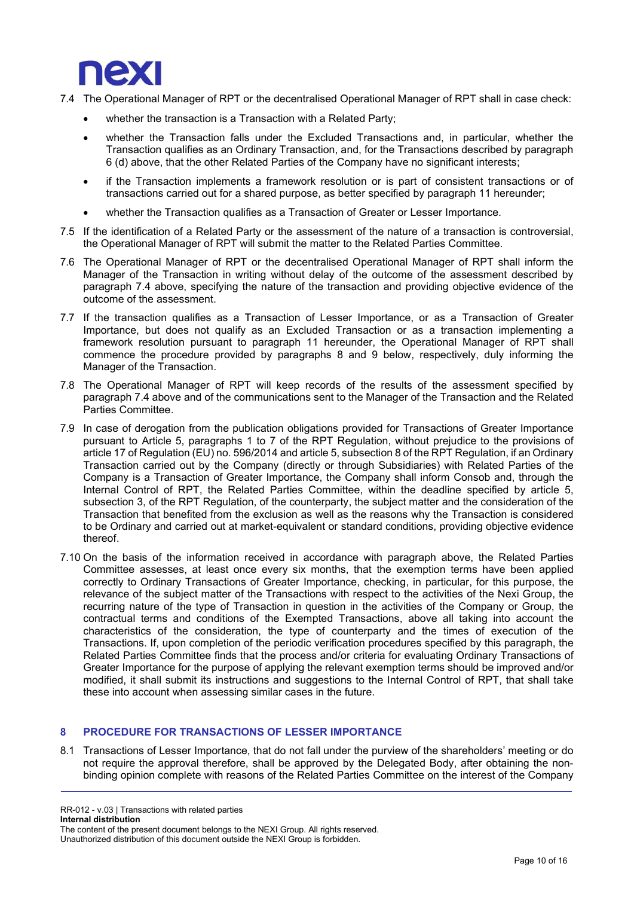7.4 The Operational Manager of RPT or the decentralised Operational Manager of RPT shall in case check:

- whether the transaction is a Transaction with a Related Party;
- whether the Transaction falls under the Excluded Transactions and, in particular, whether the Transaction qualifies as an Ordinary Transaction, and, for the Transactions described by paragraph 6 (d) above, that the other Related Parties of the Company have no significant interests;
- if the Transaction implements a framework resolution or is part of consistent transactions or of transactions carried out for a shared purpose, as better specified by paragraph 11 hereunder;
- whether the Transaction qualifies as a Transaction of Greater or Lesser Importance.

7.5 If the identification of a Related Party or the assessment of the nature of a transaction is controversial, the Operational Manager of RPT will submit the matter to the Related Parties Committee.

7.6 The Operational Manager of RPT or the decentralised Operational Manager of RPT shall inform the Manager of the Transaction in writing without delay of the outcome of the assessment described by paragraph 7.4 above, specifying the nature of the transaction and providing objective evidence of the outcome of the assessment.

7.7 If the transaction qualifies as a Transaction of Lesser Importance, or as a Transaction of Greater Importance, but does not qualify as an Excluded Transaction or as a transaction implementing a framework resolution pursuant to paragraph 11 hereunder, the Operational Manager of RPT shall commence the procedure provided by paragraphs 8 and 9 below, respectively, duly informing the Manager of the Transaction.

7.8 The Operational Manager of RPT will keep records of the results of the assessment specified by paragraph 7.4 above and of the communications sent to the Manager of the Transaction and the Related Parties Committee.

7.9 In case of derogation from the publication obligations provided for Transactions of Greater Importance pursuant to Article 5, paragraphs 1 to 7 of the RPT Regulation, without prejudice to the provisions of article 17 of Regulation (EU) no. 596/2014 and article 5, subsection 8 of the RPT Regulation, if an Ordinary Transaction carried out by the Company (directly or through Subsidiaries) with Related Parties of the Company is a Transaction of Greater Importance, the Company shall inform Consob and, through the Internal Control of RPT, the Related Parties Committee, within the deadline specified by article 5, subsection 3, of the RPT Regulation, of the counterparty, the subject matter and the consideration of the Transaction that benefited from the exclusion as well as the reasons why the Transaction is considered to be Ordinary and carried out at market-equivalent or standard conditions, providing objective evidence thereof.

7.10 On the basis of the information received in accordance with paragraph above, the Related Parties Committee assesses, at least once every six months, that the exemption terms have been applied correctly to Ordinary Transactions of Greater Importance, checking, in particular, for this purpose, the relevance of the subject matter of the Transactions with respect to the activities of the Nexi Group, the recurring nature of the type of Transaction in question in the activities of the Company or Group, the contractual terms and conditions of the Exempted Transactions, above all taking into account the characteristics of the consideration, the type of counterparty and the times of execution of the Transactions. If, upon completion of the periodic verification procedures specified by this paragraph, the Related Parties Committee finds that the process and/or criteria for evaluating Ordinary Transactions of Greater Importance for the purpose of applying the relevant exemption terms should be improved and/or modified, it shall submit its instructions and suggestions to the Internal Control of RPT, that shall take these into account when assessing similar cases in the future.

## 8 PROCEDURE FOR TRANSACTIONS OF LESSER IMPORTANCE

8.1 Transactions of Lesser Importance, that do not fall under the purview of the shareholders' meeting or do not require the approval therefore, shall be approved by the Delegated Body, after obtaining the non-binding opinion complete with reasons of the Related Parties Committee on the interest of the Company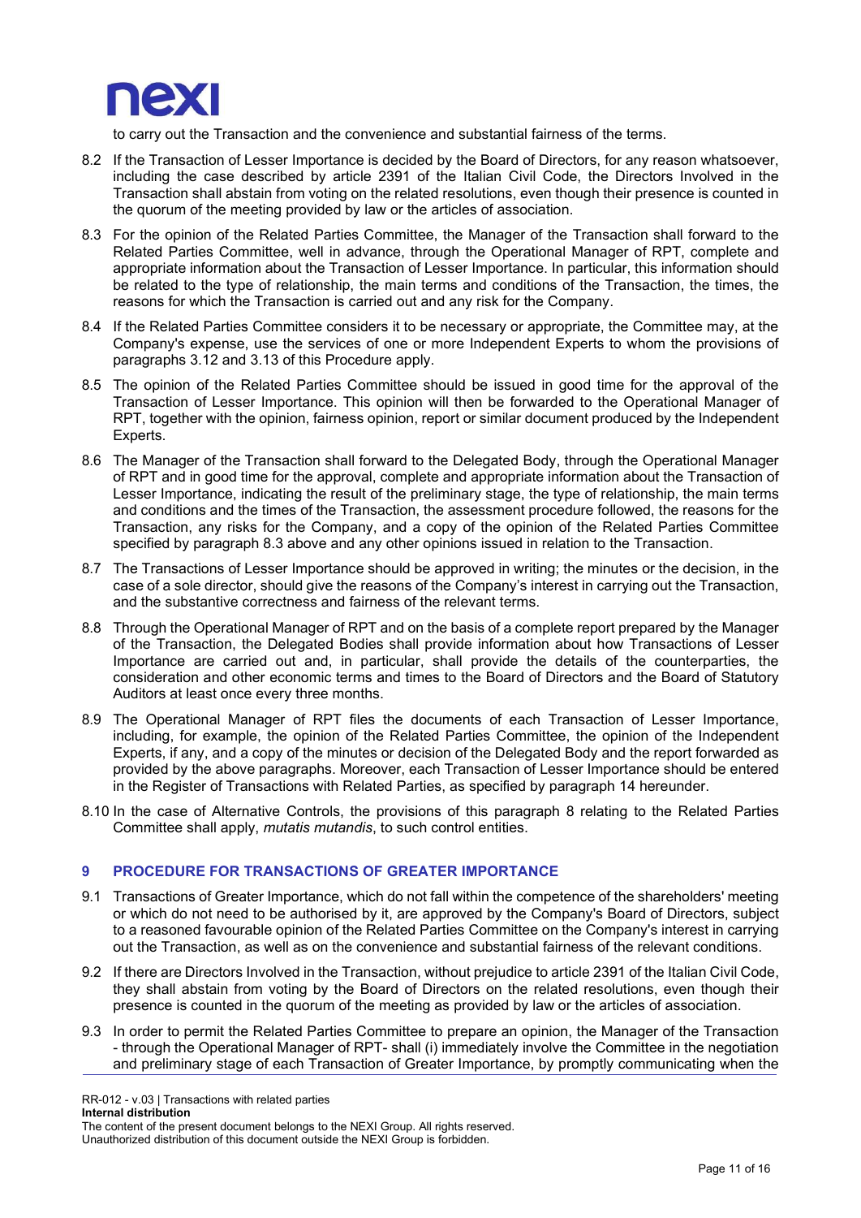to carry out the Transaction and the convenience and substantial fairness of the terms.

8.2 If the Transaction of Lesser Importance is decided by the Board of Directors, for any reason whatsoever, including the case described by article 2391 of the Italian Civil Code, the Directors Involved in the Transaction shall abstain from voting on the related resolutions, even though their presence is counted in the quorum of the meeting provided by law or the articles of association.

8.3 For the opinion of the Related Parties Committee, the Manager of the Transaction shall forward to the Related Parties Committee, well in advance, through the Operational Manager of RPT, complete and appropriate information about the Transaction of Lesser Importance. In particular, this information should be related to the type of relationship, the main terms and conditions of the Transaction, the times, the reasons for which the Transaction is carried out and any risk for the Company.

8.4 If the Related Parties Committee considers it to be necessary or appropriate, the Committee may, at the Company's expense, use the services of one or more Independent Experts to whom the provisions of paragraphs 3.12 and 3.13 of this Procedure apply.

8.5 The opinion of the Related Parties Committee should be issued in good time for the approval of the Transaction of Lesser Importance. This opinion will then be forwarded to the Operational Manager of RPT, together with the opinion, fairness opinion, report or similar document produced by the Independent Experts.

8.6 The Manager of the Transaction shall forward to the Delegated Body, through the Operational Manager of RPT and in good time for the approval, complete and appropriate information about the Transaction of Lesser Importance, indicating the result of the preliminary stage, the type of relationship, the main terms and conditions and the times of the Transaction, the assessment procedure followed, the reasons for the Transaction, any risks for the Company, and a copy of the opinion of the Related Parties Committee specified by paragraph 8.3 above and any other opinions issued in relation to the Transaction.

8.7 The Transactions of Lesser Importance should be approved in writing; the minutes or the decision, in the case of a sole director, should give the reasons of the Company's interest in carrying out the Transaction, and the substantive correctness and fairness of the relevant terms.

8.8 Through the Operational Manager of RPT and on the basis of a complete report prepared by the Manager of the Transaction, the Delegated Bodies shall provide information about how Transactions of Lesser Importance are carried out and, in particular, shall provide the details of the counterparties, the consideration and other economic terms and times to the Board of Directors and the Board of Statutory Auditors at least once every three months.

8.9 The Operational Manager of RPT files the documents of each Transaction of Lesser Importance, including, for example, the opinion of the Related Parties Committee, the opinion of the Independent Experts, if any, and a copy of the minutes or decision of the Delegated Body and the report forwarded as provided by the above paragraphs. Moreover, each Transaction of Lesser Importance should be entered in the Register of Transactions with Related Parties, as specified by paragraph 14 hereunder.

8.10 In the case of Alternative Controls, the provisions of this paragraph 8 relating to the Related Parties Committee shall apply, *mutatis mutandis*, to such control entities.

## 9 PROCEDURE FOR TRANSACTIONS OF GREATER IMPORTANCE

9.1 Transactions of Greater Importance, which do not fall within the competence of the shareholders' meeting or which do not need to be authorised by it, are approved by the Company's Board of Directors, subject to a reasoned favourable opinion of the Related Parties Committee on the Company's interest in carrying out the Transaction, as well as on the convenience and substantial fairness of the relevant conditions.

9.2 If there are Directors Involved in the Transaction, without prejudice to article 2391 of the Italian Civil Code, they shall abstain from voting by the Board of Directors on the related resolutions, even though their presence is counted in the quorum of the meeting as provided by law or the articles of association.

9.3 In order to permit the Related Parties Committee to prepare an opinion, the Manager of the Transaction - through the Operational Manager of RPT- shall (i) immediately involve the Committee in the negotiation and preliminary stage of each Transaction of Greater Importance, by promptly communicating when the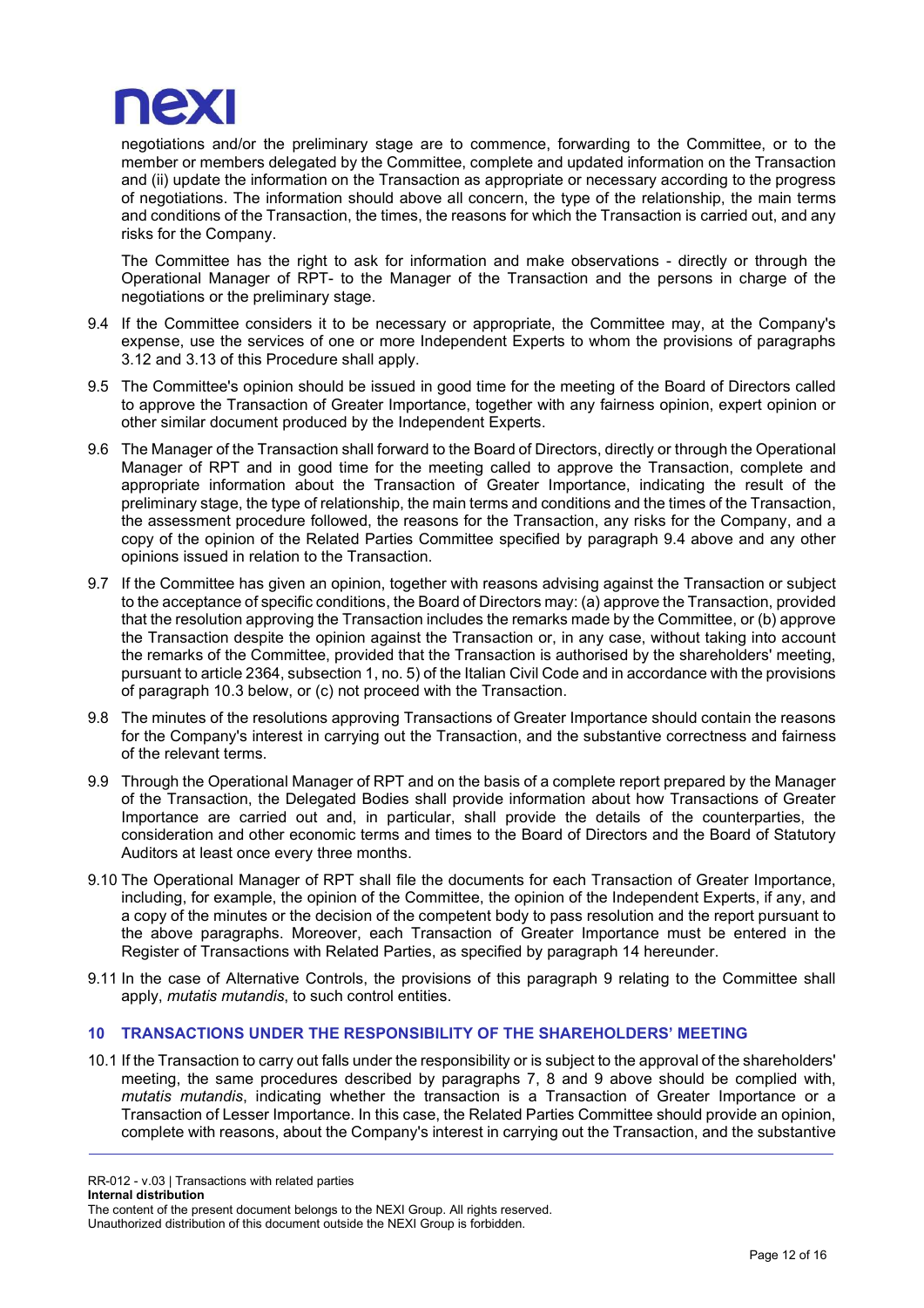negotiations and/or the preliminary stage are to commence, forwarding to the Committee, or to the member or members delegated by the Committee, complete and updated information on the Transaction and (ii) update the information on the Transaction as appropriate or necessary according to the progress of negotiations. The information should above all concern, the type of the relationship, the main terms and conditions of the Transaction, the times, the reasons for which the Transaction is carried out, and any risks for the Company.

The Committee has the right to ask for information and make observations - directly or through the Operational Manager of RPT- to the Manager of the Transaction and the persons in charge of the negotiations or the preliminary stage.

9.4 If the Committee considers it to be necessary or appropriate, the Committee may, at the Company's expense, use the services of one or more Independent Experts to whom the provisions of paragraphs 3.12 and 3.13 of this Procedure shall apply.

9.5 The Committee's opinion should be issued in good time for the meeting of the Board of Directors called to approve the Transaction of Greater Importance, together with any fairness opinion, expert opinion or other similar document produced by the Independent Experts.

9.6 The Manager of the Transaction shall forward to the Board of Directors, directly or through the Operational Manager of RPT and in good time for the meeting called to approve the Transaction, complete and appropriate information about the Transaction of Greater Importance, indicating the result of the preliminary stage, the type of relationship, the main terms and conditions and the times of the Transaction, the assessment procedure followed, the reasons for the Transaction, any risks for the Company, and a copy of the opinion of the Related Parties Committee specified by paragraph 9.4 above and any other opinions issued in relation to the Transaction.

9.7 If the Committee has given an opinion, together with reasons advising against the Transaction or subject to the acceptance of specific conditions, the Board of Directors may: (a) approve the Transaction, provided that the resolution approving the Transaction includes the remarks made by the Committee, or (b) approve the Transaction despite the opinion against the Transaction or, in any case, without taking into account the remarks of the Committee, provided that the Transaction is authorised by the shareholders' meeting, pursuant to article 2364, subsection 1, no. 5) of the Italian Civil Code and in accordance with the provisions of paragraph 10.3 below, or (c) not proceed with the Transaction.

9.8 The minutes of the resolutions approving Transactions of Greater Importance should contain the reasons for the Company's interest in carrying out the Transaction, and the substantive correctness and fairness of the relevant terms.

9.9 Through the Operational Manager of RPT and on the basis of a complete report prepared by the Manager of the Transaction, the Delegated Bodies shall provide information about how Transactions of Greater Importance are carried out and, in particular, shall provide the details of the counterparties, the consideration and other economic terms and times to the Board of Directors and the Board of Statutory Auditors at least once every three months.

9.10 The Operational Manager of RPT shall file the documents for each Transaction of Greater Importance, including, for example, the opinion of the Committee, the opinion of the Independent Experts, if any, and a copy of the minutes or the decision of the competent body to pass resolution and the report pursuant to the above paragraphs. Moreover, each Transaction of Greater Importance must be entered in the Register of Transactions with Related Parties, as specified by paragraph 14 hereunder.

9.11 In the case of Alternative Controls, the provisions of this paragraph 9 relating to the Committee shall apply, *mutatis mutandis*, to such control entities.

## 10 TRANSACTIONS UNDER THE RESPONSIBILITY OF THE SHAREHOLDERS' MEETING

10.1 If the Transaction to carry out falls under the responsibility or is subject to the approval of the shareholders' meeting, the same procedures described by paragraphs 7, 8 and 9 above should be complied with, *mutatis mutandis*, indicating whether the transaction is a Transaction of Greater Importance or a Transaction of Lesser Importance. In this case, the Related Parties Committee should provide an opinion, complete with reasons, about the Company's interest in carrying out the Transaction, and the substantive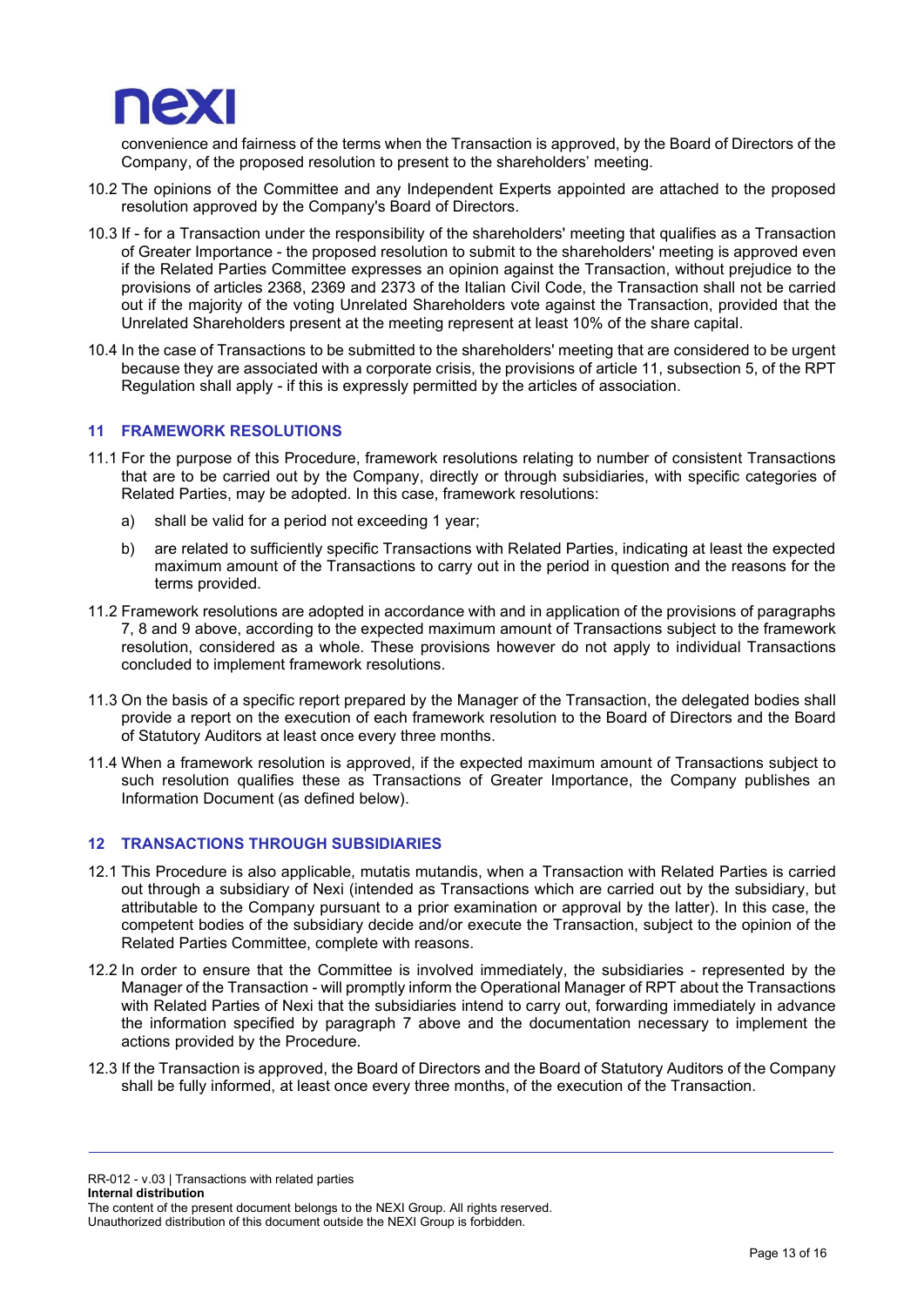convenience and fairness of the terms when the Transaction is approved, by the Board of Directors of the Company, of the proposed resolution to present to the shareholders' meeting.

10.2 The opinions of the Committee and any Independent Experts appointed are attached to the proposed resolution approved by the Company's Board of Directors.

10.3 If - for a Transaction under the responsibility of the shareholders' meeting that qualifies as a Transaction of Greater Importance - the proposed resolution to submit to the shareholders' meeting is approved even if the Related Parties Committee expresses an opinion against the Transaction, without prejudice to the provisions of articles 2368, 2369 and 2373 of the Italian Civil Code, the Transaction shall not be carried out if the majority of the voting Unrelated Shareholders vote against the Transaction, provided that the Unrelated Shareholders present at the meeting represent at least 10% of the share capital.

10.4 In the case of Transactions to be submitted to the shareholders' meeting that are considered to be urgent because they are associated with a corporate crisis, the provisions of article 11, subsection 5, of the RPT Regulation shall apply - if this is expressly permitted by the articles of association.

## 11 FRAMEWORK RESOLUTIONS

11.1 For the purpose of this Procedure, framework resolutions relating to number of consistent Transactions that are to be carried out by the Company, directly or through subsidiaries, with specific categories of Related Parties, may be adopted. In this case, framework resolutions:

a) shall be valid for a period not exceeding 1 year;

b) are related to sufficiently specific Transactions with Related Parties, indicating at least the expected maximum amount of the Transactions to carry out in the period in question and the reasons for the terms provided.

11.2 Framework resolutions are adopted in accordance with and in application of the provisions of paragraphs 7, 8 and 9 above, according to the expected maximum amount of Transactions subject to the framework resolution, considered as a whole. These provisions however do not apply to individual Transactions concluded to implement framework resolutions.

11.3 On the basis of a specific report prepared by the Manager of the Transaction, the delegated bodies shall provide a report on the execution of each framework resolution to the Board of Directors and the Board of Statutory Auditors at least once every three months.

11.4 When a framework resolution is approved, if the expected maximum amount of Transactions subject to such resolution qualifies these as Transactions of Greater Importance, the Company publishes an Information Document (as defined below).

## 12 TRANSACTIONS THROUGH SUBSIDIARIES

12.1 This Procedure is also applicable, mutatis mutandis, when a Transaction with Related Parties is carried out through a subsidiary of Nexi (intended as Transactions which are carried out by the subsidiary, but attributable to the Company pursuant to a prior examination or approval by the latter). In this case, the competent bodies of the subsidiary decide and/or execute the Transaction, subject to the opinion of the Related Parties Committee, complete with reasons.

12.2 In order to ensure that the Committee is involved immediately, the subsidiaries - represented by the Manager of the Transaction - will promptly inform the Operational Manager of RPT about the Transactions with Related Parties of Nexi that the subsidiaries intend to carry out, forwarding immediately in advance the information specified by paragraph 7 above and the documentation necessary to implement the actions provided by the Procedure.

12.3 If the Transaction is approved, the Board of Directors and the Board of Statutory Auditors of the Company shall be fully informed, at least once every three months, of the execution of the Transaction.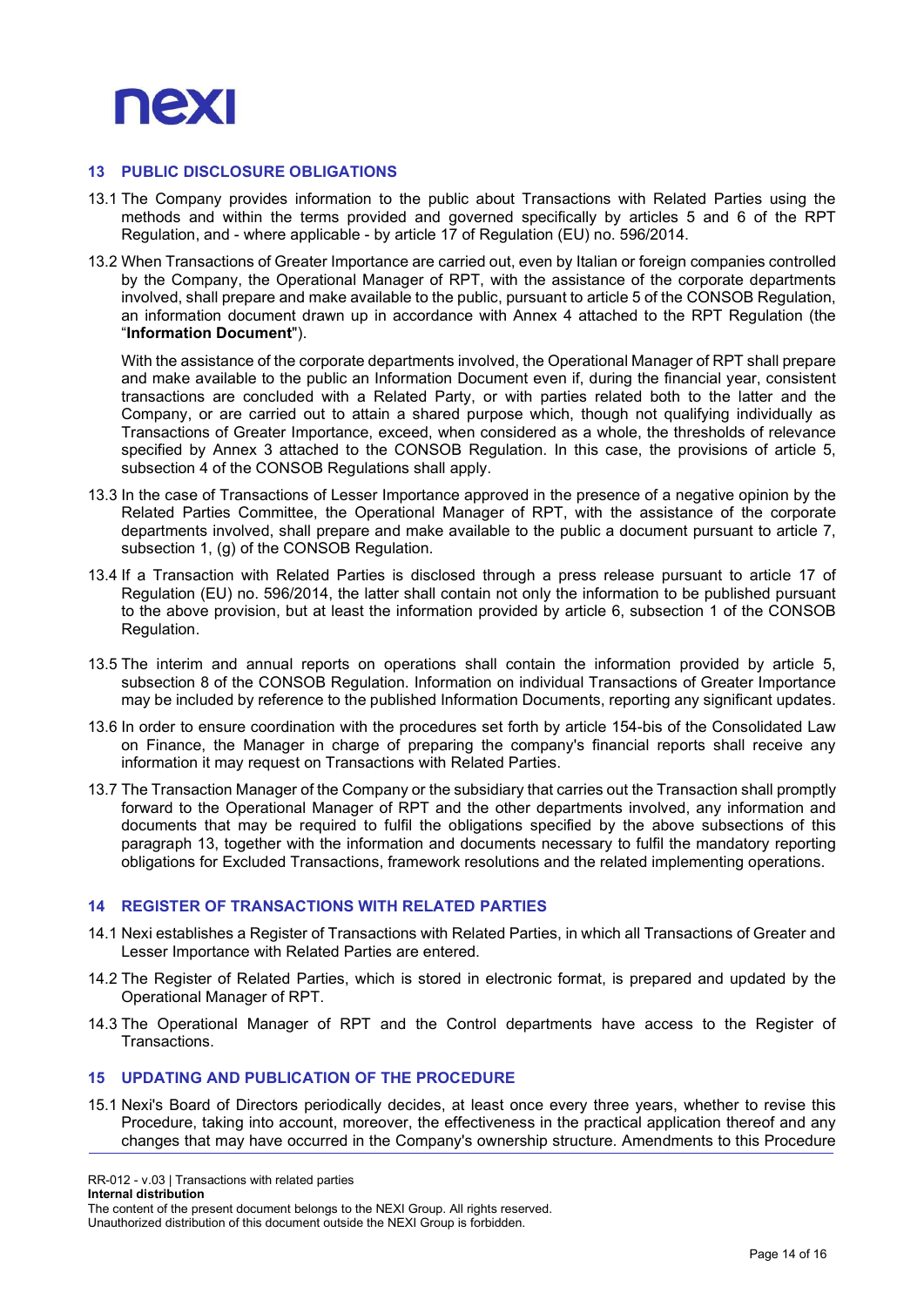## 13 PUBLIC DISCLOSURE OBLIGATIONS

13.1 The Company provides information to the public about Transactions with Related Parties using the methods and within the terms provided and governed specifically by articles 5 and 6 of the RPT Regulation, and - where applicable - by article 17 of Regulation (EU) no. 596/2014.

13.2 When Transactions of Greater Importance are carried out, even by Italian or foreign companies controlled by the Company, the Operational Manager of RPT, with the assistance of the corporate departments involved, shall prepare and make available to the public, pursuant to article 5 of the CONSOB Regulation, an information document drawn up in accordance with Annex 4 attached to the RPT Regulation (the "**Information Document**").

With the assistance of the corporate departments involved, the Operational Manager of RPT shall prepare and make available to the public an Information Document even if, during the financial year, consistent transactions are concluded with a Related Party, or with parties related both to the latter and the Company, or are carried out to attain a shared purpose which, though not qualifying individually as Transactions of Greater Importance, exceed, when considered as a whole, the thresholds of relevance specified by Annex 3 attached to the CONSOB Regulation. In this case, the provisions of article 5, subsection 4 of the CONSOB Regulations shall apply.

13.3 In the case of Transactions of Lesser Importance approved in the presence of a negative opinion by the Related Parties Committee, the Operational Manager of RPT, with the assistance of the corporate departments involved, shall prepare and make available to the public a document pursuant to article 7, subsection 1, (g) of the CONSOB Regulation.

13.4 If a Transaction with Related Parties is disclosed through a press release pursuant to article 17 of Regulation (EU) no. 596/2014, the latter shall contain not only the information to be published pursuant to the above provision, but at least the information provided by article 6, subsection 1 of the CONSOB Regulation.

13.5 The interim and annual reports on operations shall contain the information provided by article 5, subsection 8 of the CONSOB Regulation. Information on individual Transactions of Greater Importance may be included by reference to the published Information Documents, reporting any significant updates.

13.6 In order to ensure coordination with the procedures set forth by article 154-bis of the Consolidated Law on Finance, the Manager in charge of preparing the company's financial reports shall receive any information it may request on Transactions with Related Parties.

13.7 The Transaction Manager of the Company or the subsidiary that carries out the Transaction shall promptly forward to the Operational Manager of RPT and the other departments involved, any information and documents that may be required to fulfil the obligations specified by the above subsections of this paragraph 13, together with the information and documents necessary to fulfil the mandatory reporting obligations for Excluded Transactions, framework resolutions and the related implementing operations.

## 14 REGISTER OF TRANSACTIONS WITH RELATED PARTIES

14.1 Nexi establishes a Register of Transactions with Related Parties, in which all Transactions of Greater and Lesser Importance with Related Parties are entered.

14.2 The Register of Related Parties, which is stored in electronic format, is prepared and updated by the Operational Manager of RPT.

14.3 The Operational Manager of RPT and the Control departments have access to the Register of Transactions.

## 15 UPDATING AND PUBLICATION OF THE PROCEDURE

15.1 Nexi's Board of Directors periodically decides, at least once every three years, whether to revise this Procedure, taking into account, moreover, the effectiveness in the practical application thereof and any changes that may have occurred in the Company's ownership structure. Amendments to this Procedure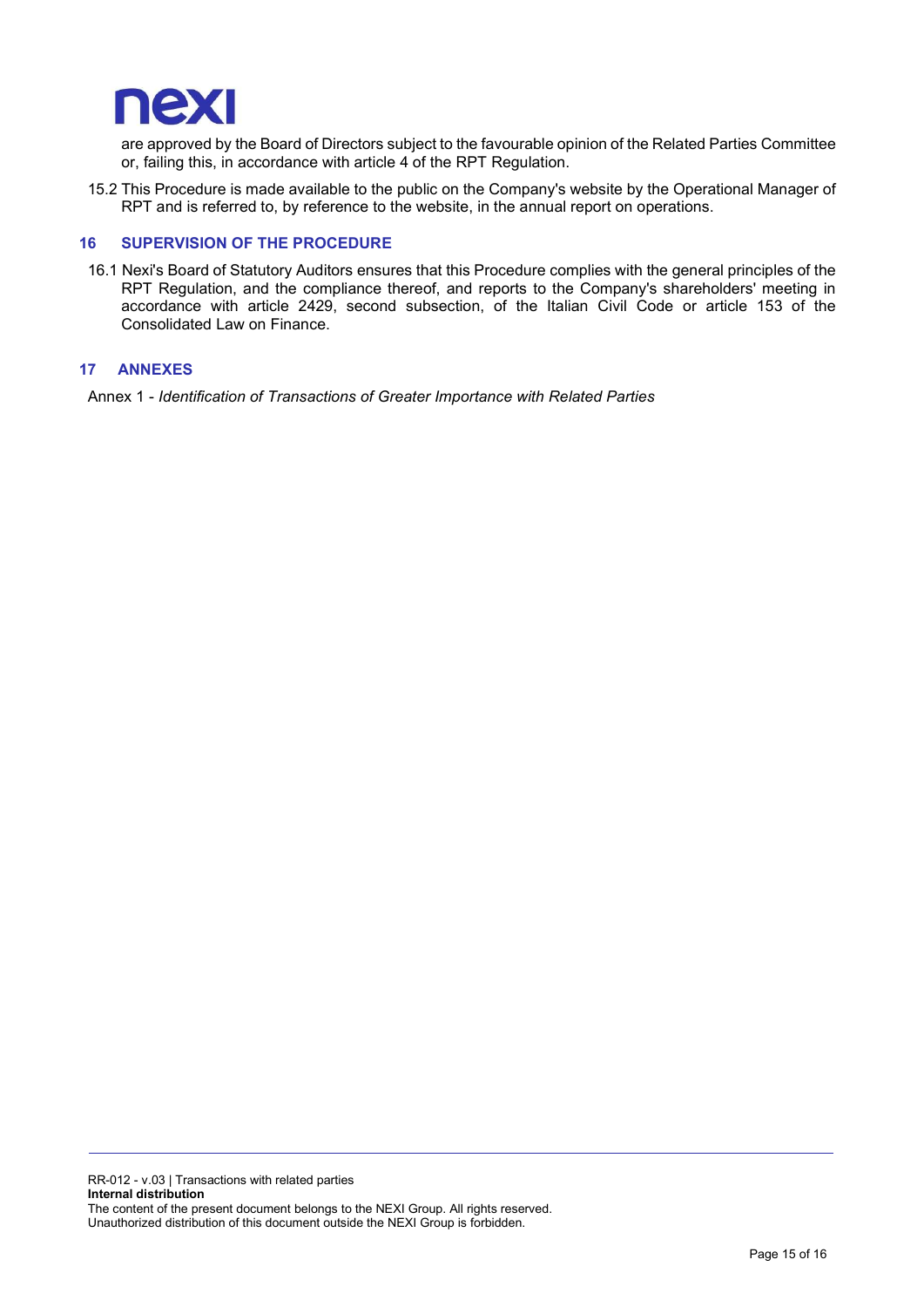are approved by the Board of Directors subject to the favourable opinion of the Related Parties Committee or, failing this, in accordance with article 4 of the RPT Regulation.

15.2 This Procedure is made available to the public on the Company's website by the Operational Manager of RPT and is referred to, by reference to the website, in the annual report on operations.

## 16 SUPERVISION OF THE PROCEDURE

16.1 Nexi's Board of Statutory Auditors ensures that this Procedure complies with the general principles of the RPT Regulation, and the compliance thereof, and reports to the Company's shareholders' meeting in accordance with article 2429, second subsection, of the Italian Civil Code or article 153 of the Consolidated Law on Finance.

## 17 ANNEXES

Annex 1 - *Identification of Transactions of Greater Importance with Related Parties*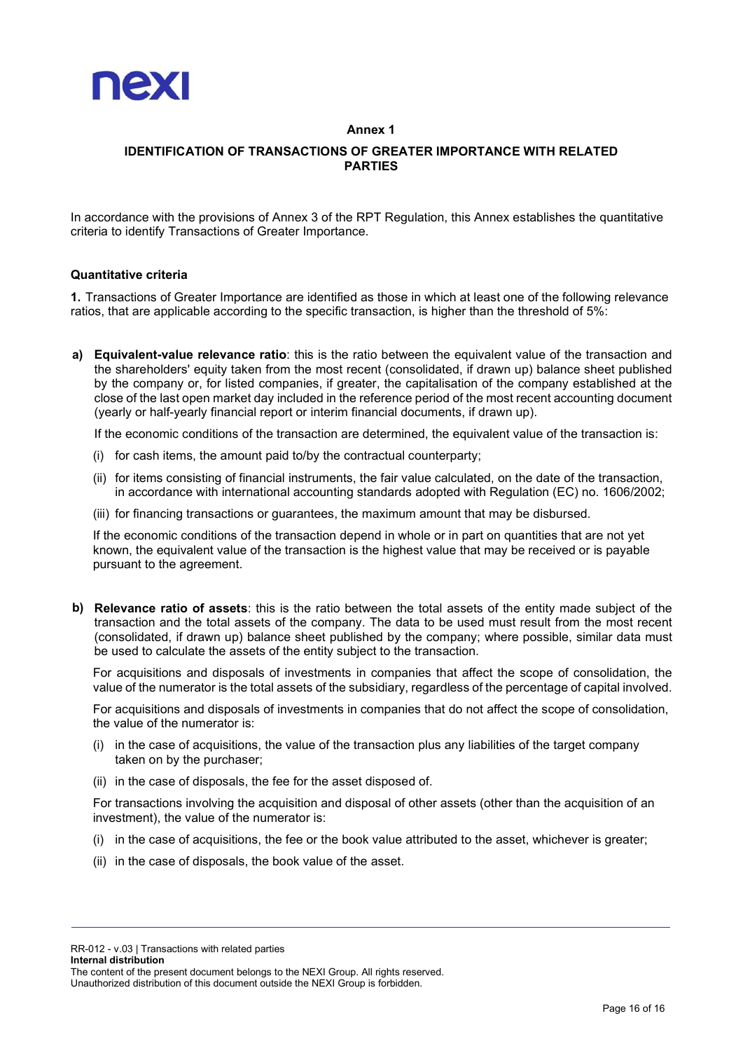## Annex 1

### IDENTIFICATION OF TRANSACTIONS OF GREATER IMPORTANCE WITH RELATED PARTIES

In accordance with the provisions of Annex 3 of the RPT Regulation, this Annex establishes the quantitative criteria to identify Transactions of Greater Importance.

**Quantitative criteria**

**1.** Transactions of Greater Importance are identified as those in which at least one of the following relevance ratios, that are applicable according to the specific transaction, is higher than the threshold of 5%:

**a) Equivalent-value relevance ratio**: this is the ratio between the equivalent value of the transaction and the shareholders' equity taken from the most recent (consolidated, if drawn up) balance sheet published by the company or, for listed companies, if greater, the capitalisation of the company established at the close of the last open market day included in the reference period of the most recent accounting document (yearly or half-yearly financial report or interim financial documents, if drawn up).

If the economic conditions of the transaction are determined, the equivalent value of the transaction is:

(i) for cash items, the amount paid to/by the contractual counterparty;

(ii) for items consisting of financial instruments, the fair value calculated, on the date of the transaction, in accordance with international accounting standards adopted with Regulation (EC) no. 1606/2002;

(iii) for financing transactions or guarantees, the maximum amount that may be disbursed.

If the economic conditions of the transaction depend in whole or in part on quantities that are not yet known, the equivalent value of the transaction is the highest value that may be received or is payable pursuant to the agreement.

**b) Relevance ratio of assets**: this is the ratio between the total assets of the entity made subject of the transaction and the total assets of the company. The data to be used must result from the most recent (consolidated, if drawn up) balance sheet published by the company; where possible, similar data must be used to calculate the assets of the entity subject to the transaction.

For acquisitions and disposals of investments in companies that affect the scope of consolidation, the value of the numerator is the total assets of the subsidiary, regardless of the percentage of capital involved.

For acquisitions and disposals of investments in companies that do not affect the scope of consolidation, the value of the numerator is:

(i) in the case of acquisitions, the value of the transaction plus any liabilities of the target company taken on by the purchaser;

(ii) in the case of disposals, the fee for the asset disposed of.

For transactions involving the acquisition and disposal of other assets (other than the acquisition of an investment), the value of the numerator is:

(i) in the case of acquisitions, the fee or the book value attributed to the asset, whichever is greater;

(ii) in the case of disposals, the book value of the asset.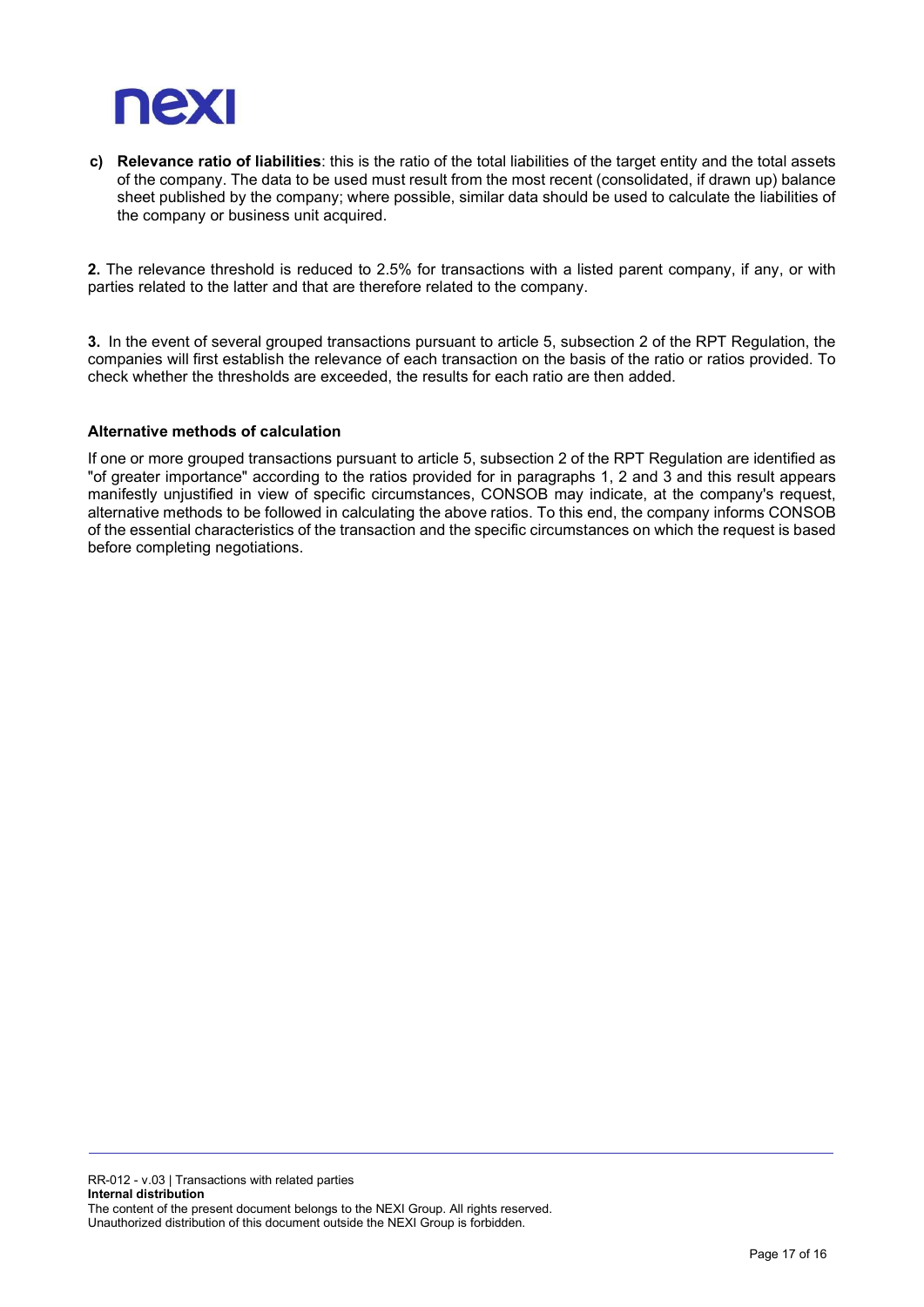c) **Relevance ratio of liabilities**: this is the ratio of the total liabilities of the target entity and the total assets of the company. The data to be used must result from the most recent (consolidated, if drawn up) balance sheet published by the company; where possible, similar data should be used to calculate the liabilities of the company or business unit acquired.

**2.** The relevance threshold is reduced to 2.5% for transactions with a listed parent company, if any, or with parties related to the latter and that are therefore related to the company.

**3.** In the event of several grouped transactions pursuant to article 5, subsection 2 of the RPT Regulation, the companies will first establish the relevance of each transaction on the basis of the ratio or ratios provided. To check whether the thresholds are exceeded, the results for each ratio are then added.

**Alternative methods of calculation**

If one or more grouped transactions pursuant to article 5, subsection 2 of the RPT Regulation are identified as "of greater importance" according to the ratios provided for in paragraphs 1, 2 and 3 and this result appears manifestly unjustified in view of specific circumstances, CONSOB may indicate, at the company's request, alternative methods to be followed in calculating the above ratios. To this end, the company informs CONSOB of the essential characteristics of the transaction and the specific circumstances on which the request is based before completing negotiations.